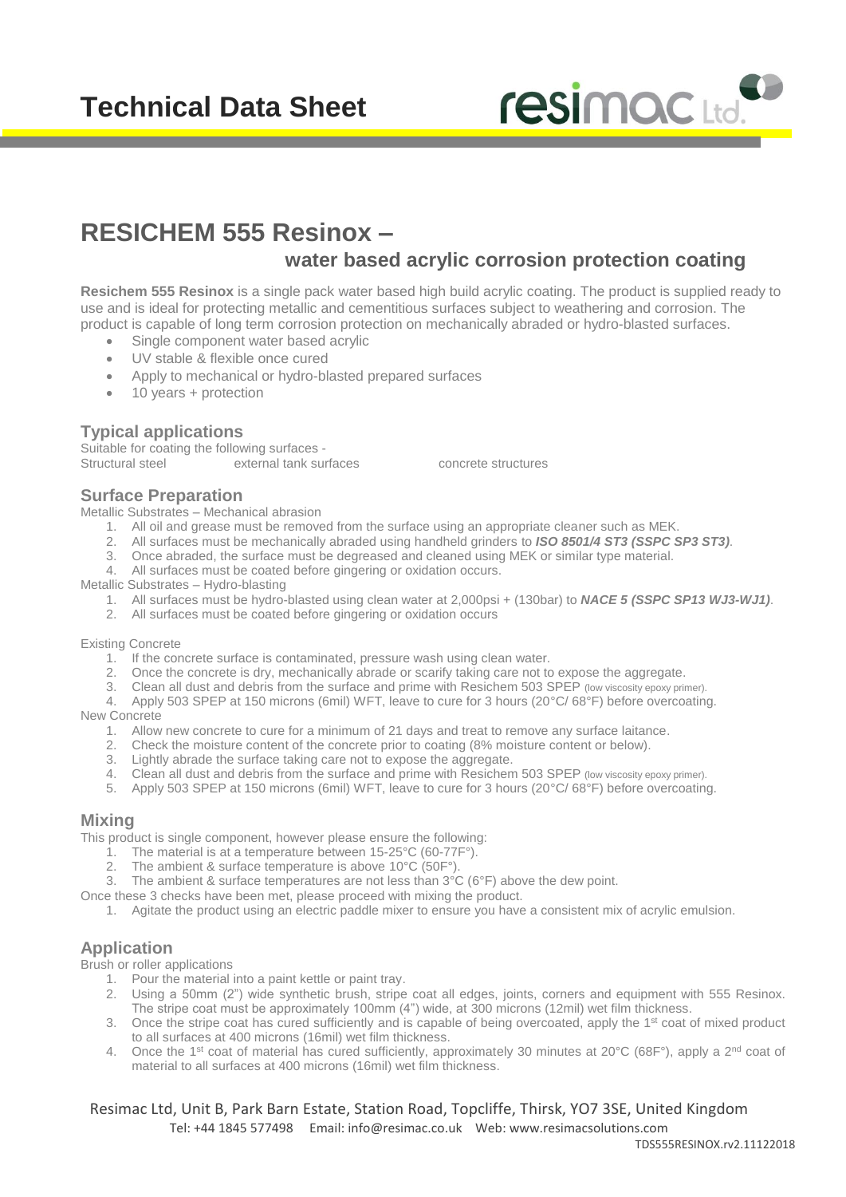# Technical Data Sheet

# RESICHEM 555 Resinox –

## water based acrylic corrosion protection coating

**Resichem 555 Resinox** is a single pack water based high build acrylic coating. The product is supplied ready to use and is ideal for protecting metallic and cementitious surfaces subject to weathering and corrosion. The product is capable of long term corrosion protection on mechanically abraded or hydro-blasted surfaces.

- Single component water based acrylic
- UV stable & flexible once cured
- Apply to mechanical or hydro-blasted prepared surfaces
- 10 years + protection

### Typical applications

Suitable for coating the following surfaces -

Structural steel    external tank surfaces    concrete structures

### Surface Preparation

Metallic Substrates – Mechanical abrasion

1. All oil and grease must be removed from the surface using an appropriate cleaner such as MEK.
2. All surfaces must be mechanically abraded using handheld grinders to ***ISO 8501/4 ST3 (SSPC SP3 ST3)***.
3. Once abraded, the surface must be degreased and cleaned using MEK or similar type material.
4. All surfaces must be coated before gingering or oxidation occurs.

Metallic Substrates – Hydro-blasting

1. All surfaces must be hydro-blasted using clean water at 2,000psi + (130bar) to ***NACE 5 (SSPC SP13 WJ3-WJ1)***.
2. All surfaces must be coated before gingering or oxidation occurs

Existing Concrete

1. If the concrete surface is contaminated, pressure wash using clean water.
2. Once the concrete is dry, mechanically abrade or scarify taking care not to expose the aggregate.
3. Clean all dust and debris from the surface and prime with Resichem 503 SPEP (low viscosity epoxy primer).
4. Apply 503 SPEP at 150 microns (6mil) WFT, leave to cure for 3 hours (20°C/ 68°F) before overcoating.

New Concrete

1. Allow new concrete to cure for a minimum of 21 days and treat to remove any surface laitance.
2. Check the moisture content of the concrete prior to coating (8% moisture content or below).
3. Lightly abrade the surface taking care not to expose the aggregate.
4. Clean all dust and debris from the surface and prime with Resichem 503 SPEP (low viscosity epoxy primer).
5. Apply 503 SPEP at 150 microns (6mil) WFT, leave to cure for 3 hours (20°C/ 68°F) before overcoating.

### Mixing

This product is single component, however please ensure the following:

1. The material is at a temperature between 15-25°C (60-77F°).
2. The ambient & surface temperature is above 10°C (50F°).
3. The ambient & surface temperatures are not less than 3°C (6°F) above the dew point.

Once these 3 checks have been met, please proceed with mixing the product.

1. Agitate the product using an electric paddle mixer to ensure you have a consistent mix of acrylic emulsion.

### Application

Brush or roller applications

1. Pour the material into a paint kettle or paint tray.
2. Using a 50mm (2") wide synthetic brush, stripe coat all edges, joints, corners and equipment with 555 Resinox. The stripe coat must be approximately 100mm (4") wide, at 300 microns (12mil) wet film thickness.
3. Once the stripe coat has cured sufficiently and is capable of being overcoated, apply the 1st coat of mixed product to all surfaces at 400 microns (16mil) wet film thickness.
4. Once the 1st coat of material has cured sufficiently, approximately 30 minutes at 20°C (68F°), apply a 2nd coat of material to all surfaces at 400 microns (16mil) wet film thickness.

Resimac Ltd, Unit B, Park Barn Estate, Station Road, Topcliffe, Thirsk, YO7 3SE, United Kingdom
Tel: +44 1845 577498 Email: info@resimac.co.uk Web: www.resimacsolutions.com

TDS555RESINOX.rv2.11122018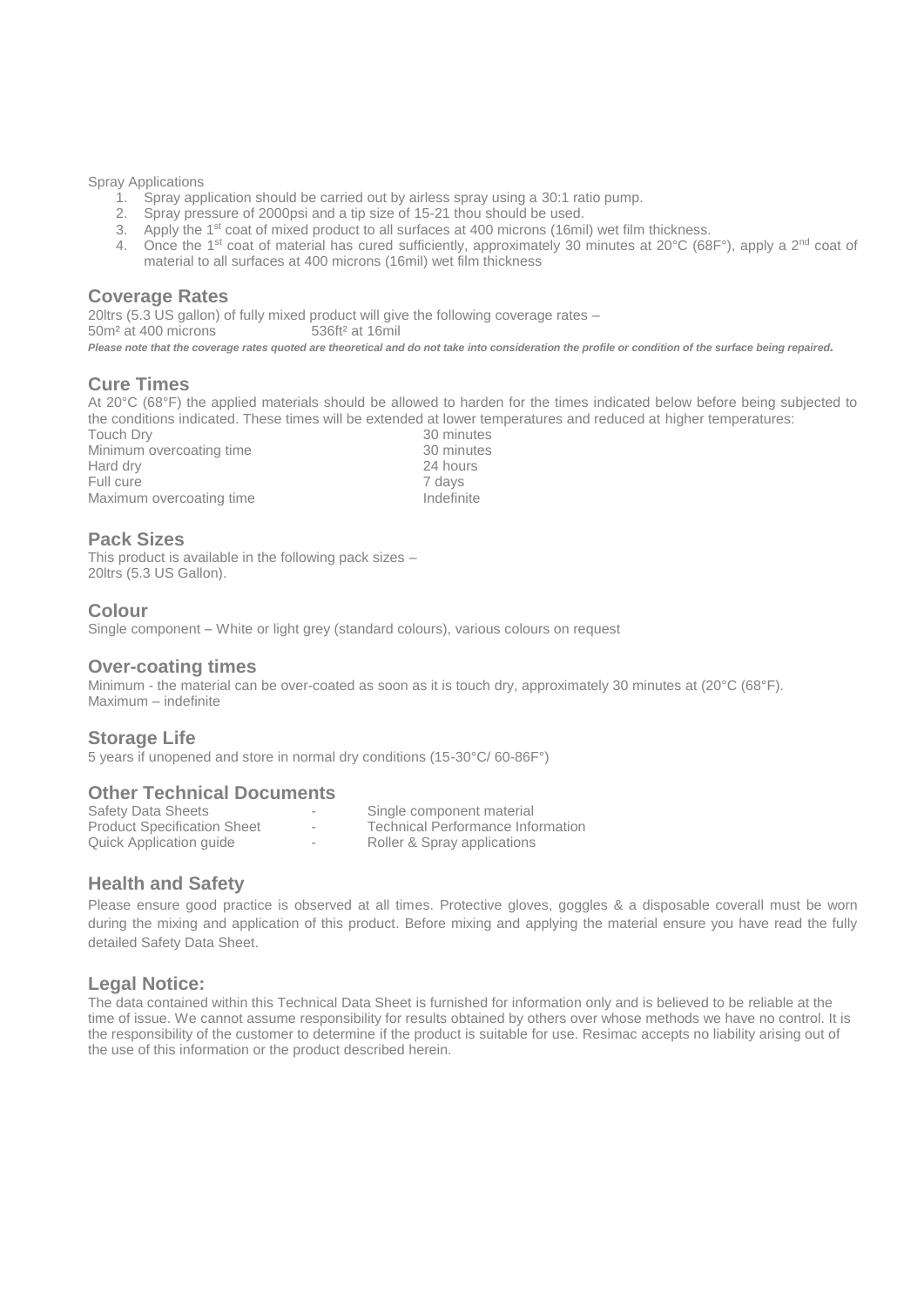Spray Applications

1. Spray application should be carried out by airless spray using a 30:1 ratio pump.
2. Spray pressure of 2000psi and a tip size of 15-21 thou should be used.
3. Apply the 1st coat of mixed product to all surfaces at 400 microns (16mil) wet film thickness.
4. Once the 1st coat of material has cured sufficiently, approximately 30 minutes at 20°C (68F°), apply a 2nd coat of material to all surfaces at 400 microns (16mil) wet film thickness

## Coverage Rates

20ltrs (5.3 US gallon) of fully mixed product will give the following coverage rates –
50m² at 400 microns 536ft² at 16mil

***Please note that the coverage rates quoted are theoretical and do not take into consideration the profile or condition of the surface being repaired.***

## Cure Times

At 20°C (68°F) the applied materials should be allowed to harden for the times indicated below before being subjected to the conditions indicated. These times will be extended at lower temperatures and reduced at higher temperatures:

| | |
|---|---|
| Touch Dry | 30 minutes |
| Minimum overcoating time | 30 minutes |
| Hard dry | 24 hours |
| Full cure | 7 days |
| Maximum overcoating time | Indefinite |

## Pack Sizes

This product is available in the following pack sizes –
20ltrs (5.3 US Gallon).

## Colour

Single component – White or light grey (standard colours), various colours on request

## Over-coating times

Minimum - the material can be over-coated as soon as it is touch dry, approximately 30 minutes at (20°C (68°F).
Maximum – indefinite

## Storage Life

5 years if unopened and store in normal dry conditions (15-30°C/ 60-86F°)

## Other Technical Documents

| | | |
|---|---|---|
| Safety Data Sheets | - | Single component material |
| Product Specification Sheet | - | Technical Performance Information |
| Quick Application guide | - | Roller & Spray applications |

## Health and Safety

Please ensure good practice is observed at all times. Protective gloves, goggles & a disposable coverall must be worn during the mixing and application of this product. Before mixing and applying the material ensure you have read the fully detailed Safety Data Sheet.

## Legal Notice:

The data contained within this Technical Data Sheet is furnished for information only and is believed to be reliable at the time of issue. We cannot assume responsibility for results obtained by others over whose methods we have no control. It is the responsibility of the customer to determine if the product is suitable for use. Resimac accepts no liability arising out of the use of this information or the product described herein.